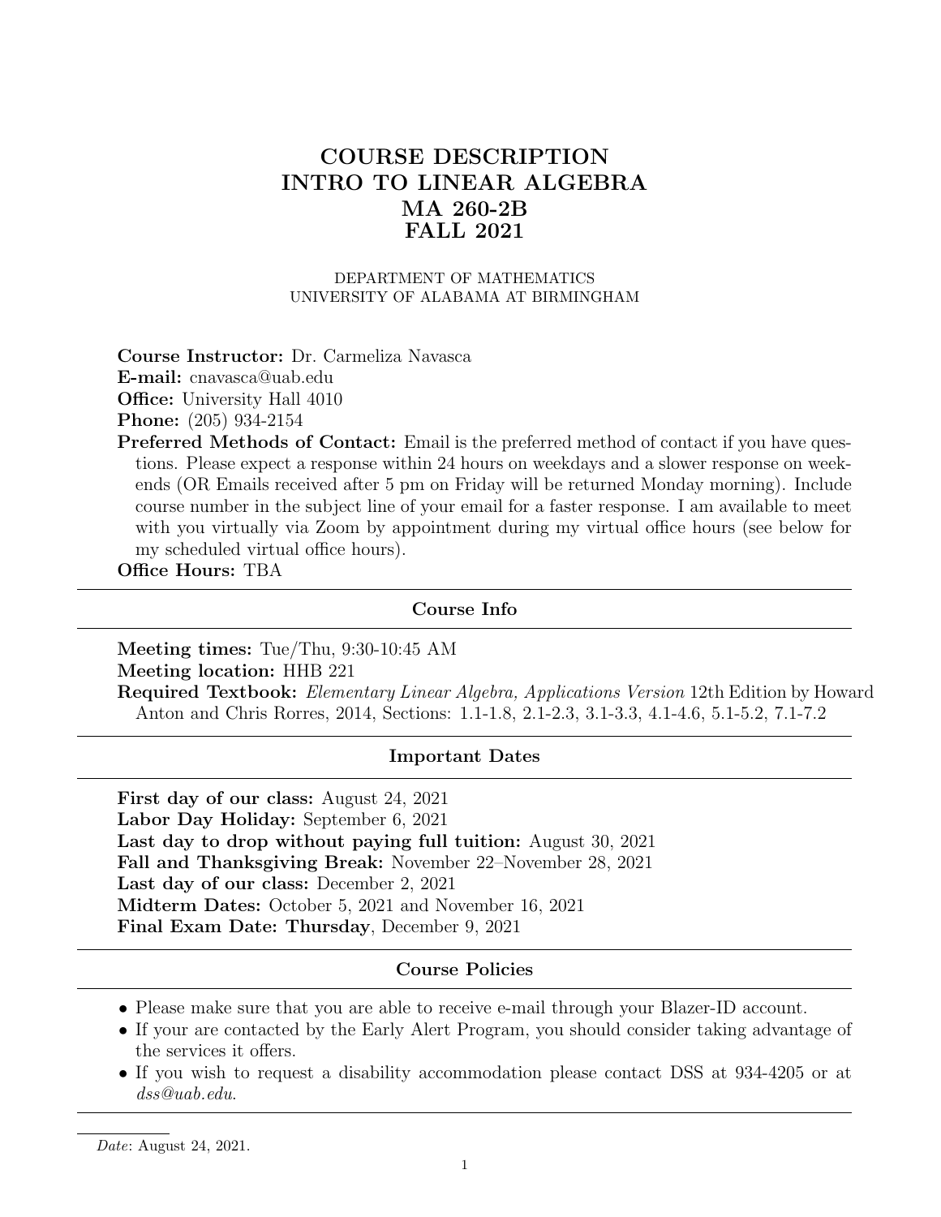# COURSE DESCRIPTION
# INTRO TO LINEAR ALGEBRA
# MA 260-2B
# FALL 2021

DEPARTMENT OF MATHEMATICS
UNIVERSITY OF ALABAMA AT BIRMINGHAM

**Course Instructor:** Dr. Carmeliza Navasca
**E-mail:** cnavasca@uab.edu
**Office:** University Hall 4010
**Phone:** (205) 934-2154
**Preferred Methods of Contact:** Email is the preferred method of contact if you have questions. Please expect a response within 24 hours on weekdays and a slower response on weekends (OR Emails received after 5 pm on Friday will be returned Monday morning). Include course number in the subject line of your email for a faster response. I am available to meet with you virtually via Zoom by appointment during my virtual office hours (see below for my scheduled virtual office hours).
**Office Hours:** TBA

## Course Info

**Meeting times:** Tue/Thu, 9:30-10:45 AM
**Meeting location:** HHB 221
**Required Textbook:** *Elementary Linear Algebra, Applications Version* 12th Edition by Howard Anton and Chris Rorres, 2014, Sections: 1.1-1.8, 2.1-2.3, 3.1-3.3, 4.1-4.6, 5.1-5.2, 7.1-7.2

## Important Dates

**First day of our class:** August 24, 2021
**Labor Day Holiday:** September 6, 2021
**Last day to drop without paying full tuition:** August 30, 2021
**Fall and Thanksgiving Break:** November 22–November 28, 2021
**Last day of our class:** December 2, 2021
**Midterm Dates:** October 5, 2021 and November 16, 2021
**Final Exam Date: Thursday**, December 9, 2021

## Course Policies

- Please make sure that you are able to receive e-mail through your Blazer-ID account.
- If your are contacted by the Early Alert Program, you should consider taking advantage of the services it offers.
- If you wish to request a disability accommodation please contact DSS at 934-4205 or at *dss@uab.edu*.

*Date*: August 24, 2021.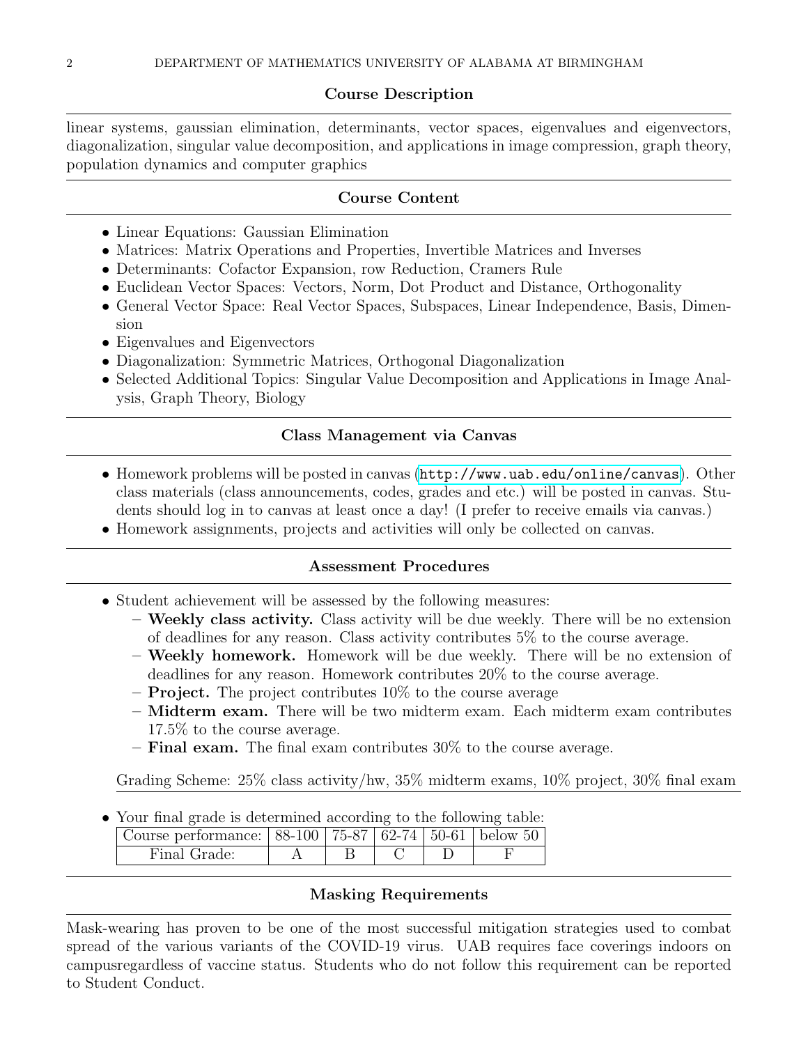## Course Description

linear systems, gaussian elimination, determinants, vector spaces, eigenvalues and eigenvectors, diagonalization, singular value decomposition, and applications in image compression, graph theory, population dynamics and computer graphics

## Course Content

- Linear Equations: Gaussian Elimination
- Matrices: Matrix Operations and Properties, Invertible Matrices and Inverses
- Determinants: Cofactor Expansion, row Reduction, Cramers Rule
- Euclidean Vector Spaces: Vectors, Norm, Dot Product and Distance, Orthogonality
- General Vector Space: Real Vector Spaces, Subspaces, Linear Independence, Basis, Dimension
- Eigenvalues and Eigenvectors
- Diagonalization: Symmetric Matrices, Orthogonal Diagonalization
- Selected Additional Topics: Singular Value Decomposition and Applications in Image Analysis, Graph Theory, Biology

## Class Management via Canvas

- Homework problems will be posted in canvas (http://www.uab.edu/online/canvas). Other class materials (class announcements, codes, grades and etc.) will be posted in canvas. Students should log in to canvas at least once a day! (I prefer to receive emails via canvas.)
- Homework assignments, projects and activities will only be collected on canvas.

## Assessment Procedures

- Student achievement will be assessed by the following measures:
  - **Weekly class activity.** Class activity will be due weekly. There will be no extension of deadlines for any reason. Class activity contributes 5% to the course average.
  - **Weekly homework.** Homework will be due weekly. There will be no extension of deadlines for any reason. Homework contributes 20% to the course average.
  - **Project.** The project contributes 10% to the course average
  - **Midterm exam.** There will be two midterm exam. Each midterm exam contributes 17.5% to the course average.
  - **Final exam.** The final exam contributes 30% to the course average.

  Grading Scheme: 25% class activity/hw, 35% midterm exams, 10% project, 30% final exam

- Your final grade is determined according to the following table:

| Course performance: | 88-100 | 75-87 | 62-74 | 50-61 | below 50 |
|---|---|---|---|---|---|
| Final Grade: | A | B | C | D | F |

## Masking Requirements

Mask-wearing has proven to be one of the most successful mitigation strategies used to combat spread of the various variants of the COVID-19 virus. UAB requires face coverings indoors on campusregardless of vaccine status. Students who do not follow this requirement can be reported to Student Conduct.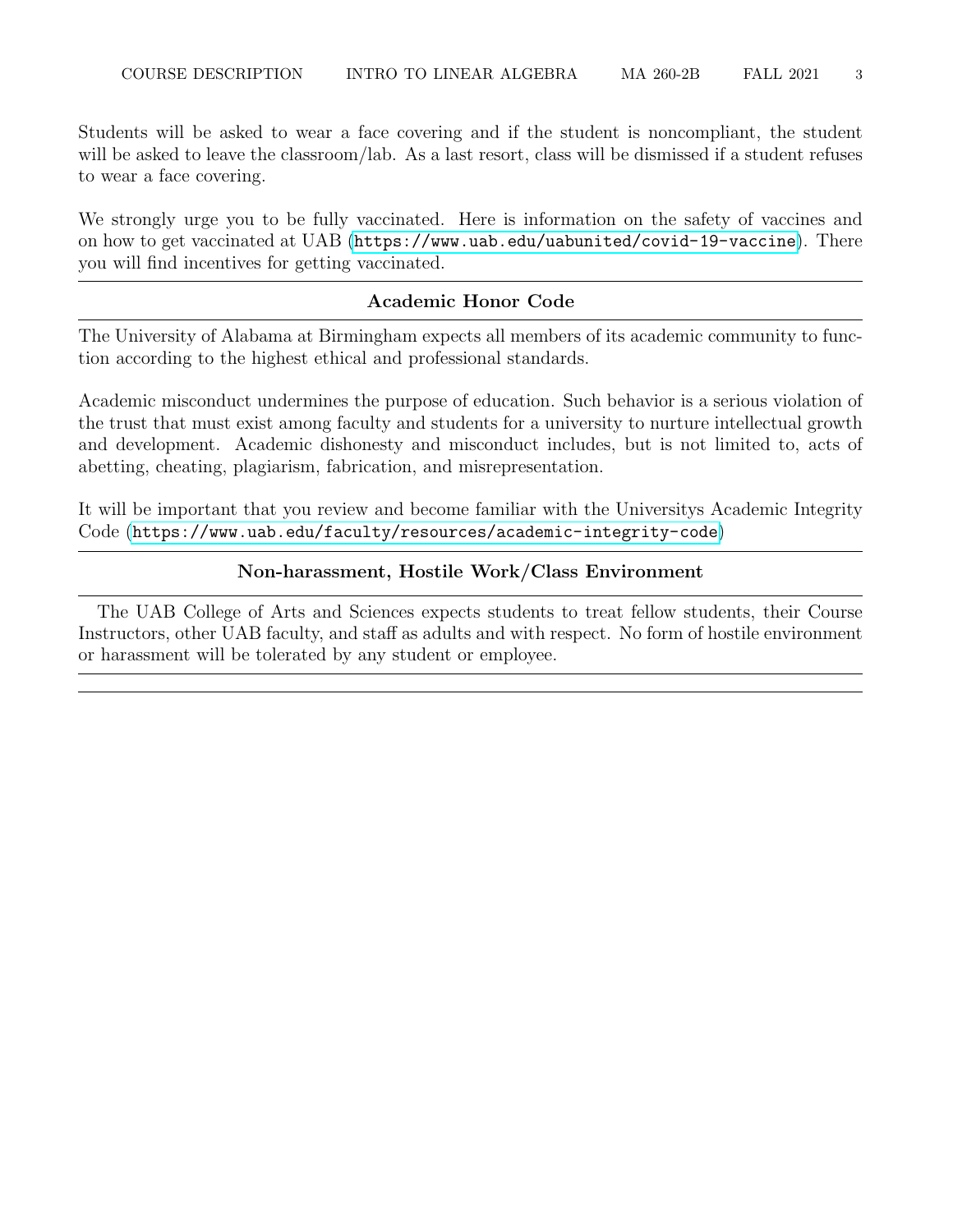Students will be asked to wear a face covering and if the student is noncompliant, the student will be asked to leave the classroom/lab. As a last resort, class will be dismissed if a student refuses to wear a face covering.

We strongly urge you to be fully vaccinated. Here is information on the safety of vaccines and on how to get vaccinated at UAB (https://www.uab.edu/uabunited/covid-19-vaccine). There you will find incentives for getting vaccinated.

---

## Academic Honor Code

---

The University of Alabama at Birmingham expects all members of its academic community to function according to the highest ethical and professional standards.

Academic misconduct undermines the purpose of education. Such behavior is a serious violation of the trust that must exist among faculty and students for a university to nurture intellectual growth and development. Academic dishonesty and misconduct includes, but is not limited to, acts of abetting, cheating, plagiarism, fabrication, and misrepresentation.

It will be important that you review and become familiar with the Universitys Academic Integrity Code (https://www.uab.edu/faculty/resources/academic-integrity-code)

---

## Non-harassment, Hostile Work/Class Environment

---

The UAB College of Arts and Sciences expects students to treat fellow students, their Course Instructors, other UAB faculty, and staff as adults and with respect. No form of hostile environment or harassment will be tolerated by any student or employee.

---